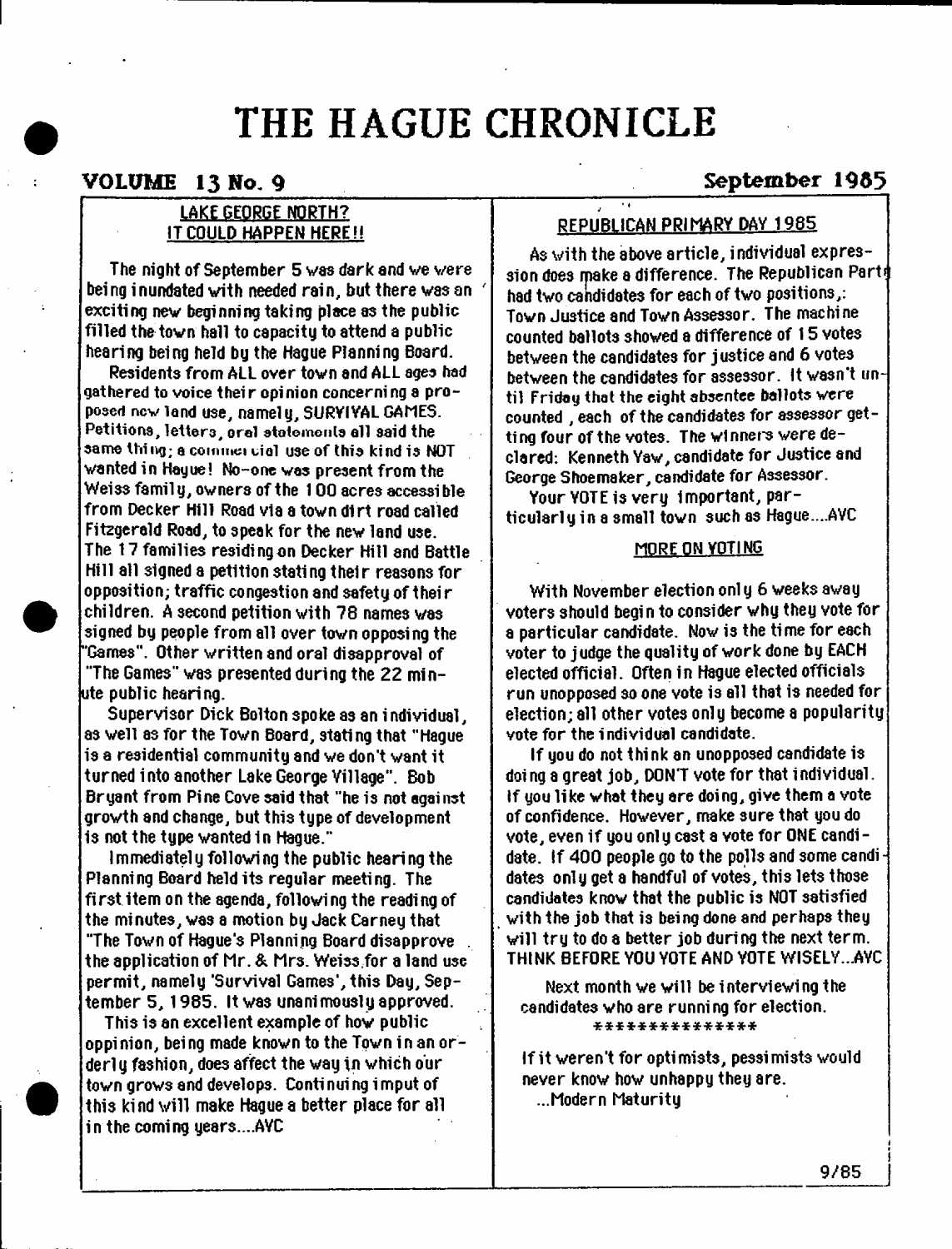# THE HAGUE CHRONICLE

**VOLUME 13 No. 9** **September 1985**

## LAKE GEORGE NORTH? IT COULD HAPPEN HERE!!

The night of September 5 was dark and we were being inundated with needed rain, but there was an exciting new beginning taking place as the public filled the town hall to capacity to attend a public hearing being held by the Hague Planning Board.

Residents from ALL over town and ALL ages had gathered to voice their opinion concerning a proposed new land use, namely, SURVIVAL GAMES. Petitions, letters, oral statements all said the same thing; a commercial use of this kind is NOT wanted in Hague! No-one was present from the Weiss family, owners of the 100 acres accessible from Decker Hill Road via a town dirt road called Fitzgerald Road, to speak for the new land use. The 17 families residing on Decker Hill and Battle Hill all signed a petition stating their reasons for opposition; traffic congestion and safety of their children. A second petition with 78 names was signed by people from all over town opposing the "Games". Other written and oral disapproval of "The Games" was presented during the 22 minute public hearing.

Supervisor Dick Bolton spoke as an individual, as well as for the Town Board, stating that "Hague is a residential community and we don't want it turned into another Lake George Village". Bob Bryant from Pine Cove said that "he is not against growth and change, but this type of development is not the type wanted in Hague."

Immediately following the public hearing the Planning Board held its regular meeting. The first item on the agenda, following the reading of the minutes, was a motion by Jack Carney that "The Town of Hague's Planning Board disapprove the application of Mr. & Mrs. Weiss for a land use permit, namely 'Survival Games', this Day, September 5, 1985. It was unanimously approved.

This is an excellent example of how public oppinion, being made known to the Town in an orderly fashion, does affect the way in which our town grows and develops. Continuing imput of this kind will make Hague a better place for all in the coming years....AVC

## REPUBLICAN PRIMARY DAY 1985

As with the above article, individual expression does make a difference. The Republican Party had two candidates for each of two positions,: Town Justice and Town Assessor. The machine counted ballots showed a difference of 15 votes between the candidates for justice and 6 votes between the candidates for assessor. It wasn't until Friday that the eight absentee ballots were counted , each of the candidates for assessor getting four of the votes. The winners were declared: Kenneth Yaw, candidate for Justice and George Shoemaker, candidate for Assessor.

Your VOTE is very important, particularly in a small town such as Hague....AVC

## MORE ON VOTING

With November election only 6 weeks away voters should begin to consider why they vote for a particular candidate. Now is the time for each voter to judge the quality of work done by EACH elected official. Often in Hague elected officials run unopposed so one vote is all that is needed for election; all other votes only become a popularity vote for the individual candidate.

If you do not think an unopposed candidate is doing a great job, DON'T vote for that individual. If you like what they are doing, give them a vote of confidence. However, make sure that you do vote, even if you only cast a vote for ONE candidate. If 400 people go to the polls and some candidates only get a handful of votes, this lets those candidates know that the public is NOT satisfied with the job that is being done and perhaps they will try to do a better job during the next term. THINK BEFORE YOU VOTE AND VOTE WISELY...AVC

Next month we will be interviewing the candidates who are running for election.

***************

If it weren't for optimists, pessimists would never know how unhappy they are.
...Modern Maturity

9/85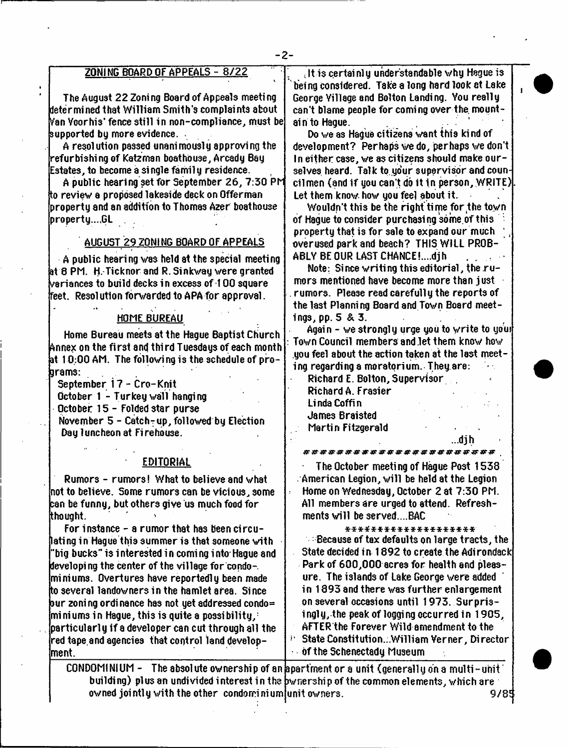## ZONING BOARD OF APPEALS - 8/22

The August 22 Zoning Board of Appeals meeting determined that William Smith's complaints about Van Voorhis' fence still in non-compliance, must be supported by more evidence.

A resolution passed unanimously approving the refurbishing of Katzman boathouse, Arcady Bay Estates, to become a single family residence.

A public hearing set for September 26, 7:30 PM to review a proposed lakeside deck on Offerman property and an addition to Thomas Azer boathouse property....GL

## AUGUST 29 ZONING BOARD OF APPEALS

A public hearing was held at the special meeting at 8 PM. H. Ticknor and R. Sinkway were granted variances to build decks in excess of 100 square feet. Resolution forwarded to APA for approval.

## HOME BUREAU

Home Bureau meets at the Hague Baptist Church Annex on the first and third Tuesdays of each month at 10:00 AM. The following is the schedule of programs:

September 17 - Cro-Knit
October 1 - Turkey wall hanging
October 15 - Folded star purse
November 5 - Catch-up, followed by Election Day luncheon at Firehouse.

## EDITORIAL

Rumors - rumors! What to believe and what not to believe. Some rumors can be vicious, some can be funny, but others give us much food for thought.

For instance - a rumor that has been circulating in Hague this summer is that someone with "big bucks" is interested in coming into Hague and developing the center of the village for condominiums. Overtures have reportedly been made to several landowners in the hamlet area. Since our zoning ordinance has not yet addressed condominiums in Hague, this is quite a possibility, particularly if a developer can cut through all the red tape and agencies that control land development.

It is certainly understandable why Hague is being considered. Take a long hard look at Lake George Village and Bolton Landing. You really can't blame people for coming over the mountain to Hague.

Do we as Hague citizens want this kind of development? Perhaps we do, perhaps we don't In either case, we as citizens should make ourselves heard. Talk to your supervisor and councilmen (and if you can't do it in person, WRITE). Let them know how you feel about it.

Wouldn't this be the right time for the town of Hague to consider purchasing some of this property that is for sale to expand our much overused park and beach? THIS WILL PROBABLY BE OUR LAST CHANCE!....djh

Note: Since writing this editorial, the rumors mentioned have become more than just rumors. Please read carefully the reports of the last Planning Board and Town Board meetings, pp. 5 & 3.

Again - we strongly urge you to write to your Town Council members and let them know how you feel about the action taken at the last meeting regarding a moratorium. They are:

Richard E. Bolton, Supervisor
Richard A. Frasier
Linda Coffin
James Braisted
Martin Fitzgerald

...djh

\*\*\*\*\*\*\*\*\*\*\*\*\*\*\*\*\*\*\*\*\*\*

The October meeting of Hague Post 1538 American Legion, will be held at the Legion Home on Wednesday, October 2 at 7:30 PM. All members are urged to attend. Refreshments will be served....BAC

\*\*\*\*\*\*\*\*\*\*\*\*\*\*\*\*\*\*\*\*

Because of tax defaults on large tracts, the State decided in 1892 to create the Adirondack Park of 600,000 acres for health and pleasure. The islands of Lake George were added in 1893 and there was further enlargement on several occasions until 1973. Surprisingly, the peak of logging occurred in 1905, AFTER the Forever Wild amendment to the State Constitution...William Verner, Director of the Schenectady Museum

CONDOMINIUM - The absolute ownership of an apartment or a unit (generally on a multi-unit building) plus an undivided interest in the ownership of the common elements, which are owned jointly with the other condominium unit owners.

9/85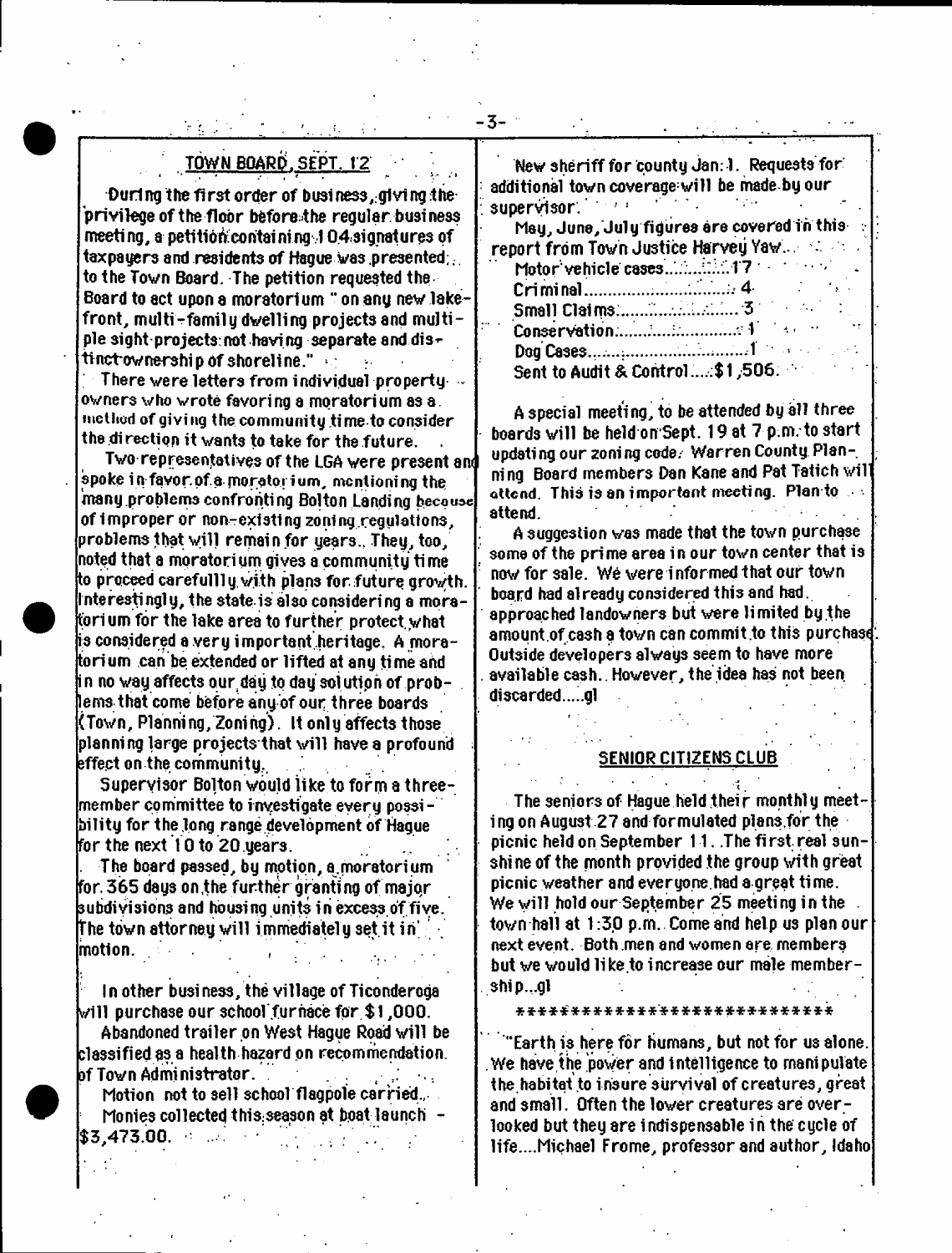## TOWN BOARD, SEPT. 12

During the first order of business, giving the privilege of the floor before the regular business meeting, a petition containing 104 signatures of taxpayers and residents of Hague was presented to the Town Board. The petition requested the Board to act upon a moratorium " on any new lakefront, multi-family dwelling projects and multiple sight projects not having separate and distinct ownership of shoreline."

There were letters from individual property owners who wrote favoring a moratorium as a method of giving the community time to consider the direction it wants to take for the future.

Two representatives of the LGA were present and spoke in favor of a moratorium, mentioning the many problems confronting Bolton Landing because of improper or non-existing zoning regulations, problems that will remain for years. They, too, noted that a moratorium gives a community time to proceed carefullly with plans for future growth. Interestingly, the state is also considering a moratorium for the lake area to further protect what is considered a very important heritage. A moratorium can be extended or lifted at any time and in no way affects our day to day solution of problems that come before any of our three boards (Town, Planning, Zoning). It only affects those planning large projects that will have a profound effect on the community.

Supervisor Bolton would like to form a three-member committee to investigate every possibility for the long range development of Hague for the next 10 to 20 years.

The board passed, by motion, a moratorium for 365 days on the further granting of major subdivisions and housing units in excess of five. The town attorney will immediately set it in motion.

In other business, the village of Ticonderoga will purchase our school furnace for $1,000.

Abandoned trailer on West Hague Road will be classified as a health hazard on recommendation of Town Administrator.

Motion not to sell school flagpole carried.

Monies collected this season at boat launch - $3,473.00.

New sheriff for county Jan. 1. Requests for additional town coverage will be made by our supervisor.

May, June, July figures are covered in this report from Town Justice Harvey Yaw.

Motor vehicle cases..............17
Criminal..............................4
Small Claims.......................3
Conservation.......................1
Dog Cases...........................1
Sent to Audit & Control.....$1,506.

A special meeting, to be attended by all three boards will be held on Sept. 19 at 7 p.m. to start updating our zoning code. Warren County Planning Board members Dan Kane and Pat Tatich will attend. This is an important meeting. Plan to attend.

A suggestion was made that the town purchase some of the prime area in our town center that is now for sale. We were informed that our town board had already considered this and had approached landowners but were limited by the amount of cash a town can commit to this purchase. Outside developers always seem to have more available cash. However, the idea has not been discarded.....gl

## SENIOR CITIZENS CLUB

The seniors of Hague held their monthly meeting on August 27 and formulated plans for the picnic held on September 11. The first real sunshine of the month provided the group with great picnic weather and everyone had a great time. We will hold our September 25 meeting in the town hall at 1:30 p.m. Come and help us plan our next event. Both men and women are members but we would like to increase our male membership...gl

****************************

"Earth is here for humans, but not for us alone. We have the power and intelligence to manipulate the habitat to insure survival of creatures, great and small. Often the lower creatures are overlooked but they are indispensable in the cycle of life....Michael Frome, professor and author, Idaho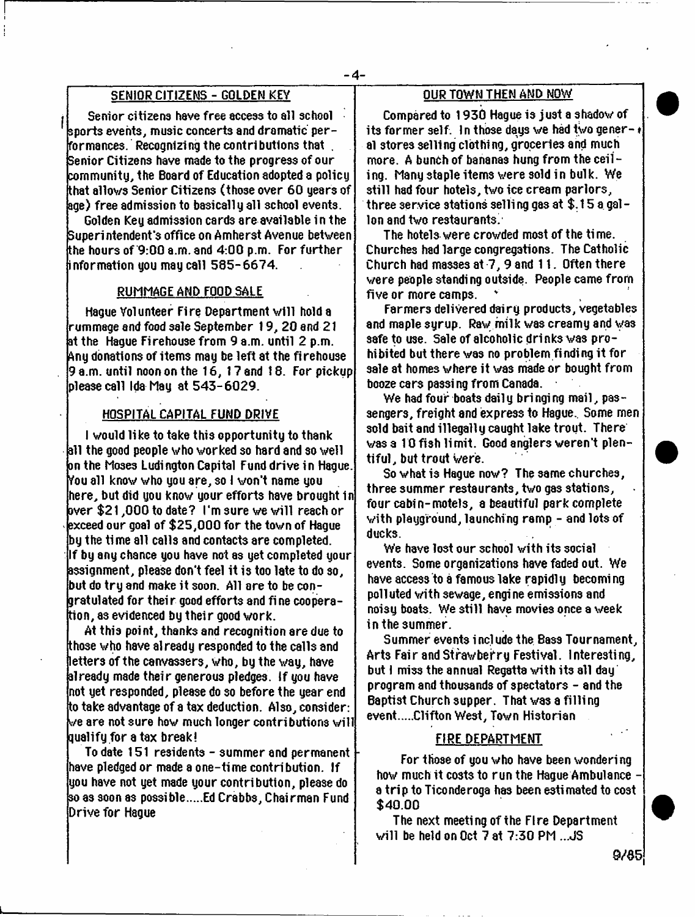## SENIOR CITIZENS - GOLDEN KEY

Senior citizens have free access to all school sports events, music concerts and dramatic performances. Recognizing the contributions that Senior Citizens have made to the progress of our community, the Board of Education adopted a policy that allows Senior Citizens (those over 60 years of age) free admission to basically all school events.

Golden Key admission cards are available in the Superintendent's office on Amherst Avenue between the hours of 9:00 a.m. and 4:00 p.m. For further information you may call 585-6674.

## RUMMAGE AND FOOD SALE

Hague Volunteer Fire Department will hold a rummage and food sale September 19, 20 and 21 at the Hague Firehouse from 9 a.m. until 2 p.m. Any donations of items may be left at the firehouse 9 a.m. until noon on the 16, 17 and 18. For pickup please call Ida May at 543-6029.

## HOSPITAL CAPITAL FUND DRIVE

I would like to take this opportunity to thank all the good people who worked so hard and so well on the Moses Ludington Capital Fund drive in Hague. You all know who you are, so I won't name you here, but did you know your efforts have brought in over $21,000 to date? I'm sure we will reach or exceed our goal of $25,000 for the town of Hague by the time all calls and contacts are completed. If by any chance you have not as yet completed your assignment, please don't feel it is too late to do so, but do try and make it soon. All are to be congratulated for their good efforts and fine cooperation, as evidenced by their good work.

At this point, thanks and recognition are due to those who have already responded to the calls and letters of the canvassers, who, by the way, have already made their generous pledges. If you have not yet responded, please do so before the year end to take advantage of a tax deduction. Also, consider: we are not sure how much longer contributions will qualify for a tax break!

To date 151 residents - summer and permanent - have pledged or made a one-time contribution. If you have not yet made your contribution, please do so as soon as possible.....Ed Crabbs, Chairman Fund Drive for Hague

## OUR TOWN THEN AND NOW

Compared to 1930 Hague is just a shadow of its former self. In those days we had two general stores selling clothing, groceries and much more. A bunch of bananas hung from the ceiling. Many staple items were sold in bulk. We still had four hotels, two ice cream parlors, three service stations selling gas at $.15 a gallon and two restaurants.

The hotels were crowded most of the time. Churches had large congregations. The Catholic Church had masses at 7, 9 and 11. Often there were people standing outside. People came from five or more camps.

Farmers delivered dairy products, vegetables and maple syrup. Raw milk was creamy and was safe to use. Sale of alcoholic drinks was prohibited but there was no problem finding it for sale at homes where it was made or bought from booze cars passing from Canada.

We had four boats daily bringing mail, passengers, freight and express to Hague. Some men sold bait and illegally caught lake trout. There was a 10 fish limit. Good anglers weren't plentiful, but trout were.

So what is Hague now? The same churches, three summer restaurants, two gas stations, four cabin-motels, a beautiful park complete with playground, launching ramp - and lots of ducks.

We have lost our school with its social events. Some organizations have faded out. We have access to a famous lake rapidly becoming polluted with sewage, engine emissions and noisy boats. We still have movies once a week in the summer.

Summer events include the Bass Tournament, Arts Fair and Strawberry Festival. Interesting, but I miss the annual Regatta with its all day program and thousands of spectators - and the Baptist Church supper. That was a filling event.....Clifton West, Town Historian

## FIRE DEPARTMENT

For those of you who have been wondering how much it costs to run the Hague Ambulance - a trip to Ticonderoga has been estimated to cost $40.00

The next meeting of the Fire Department will be held on Oct 7 at 7:30 PM ...JS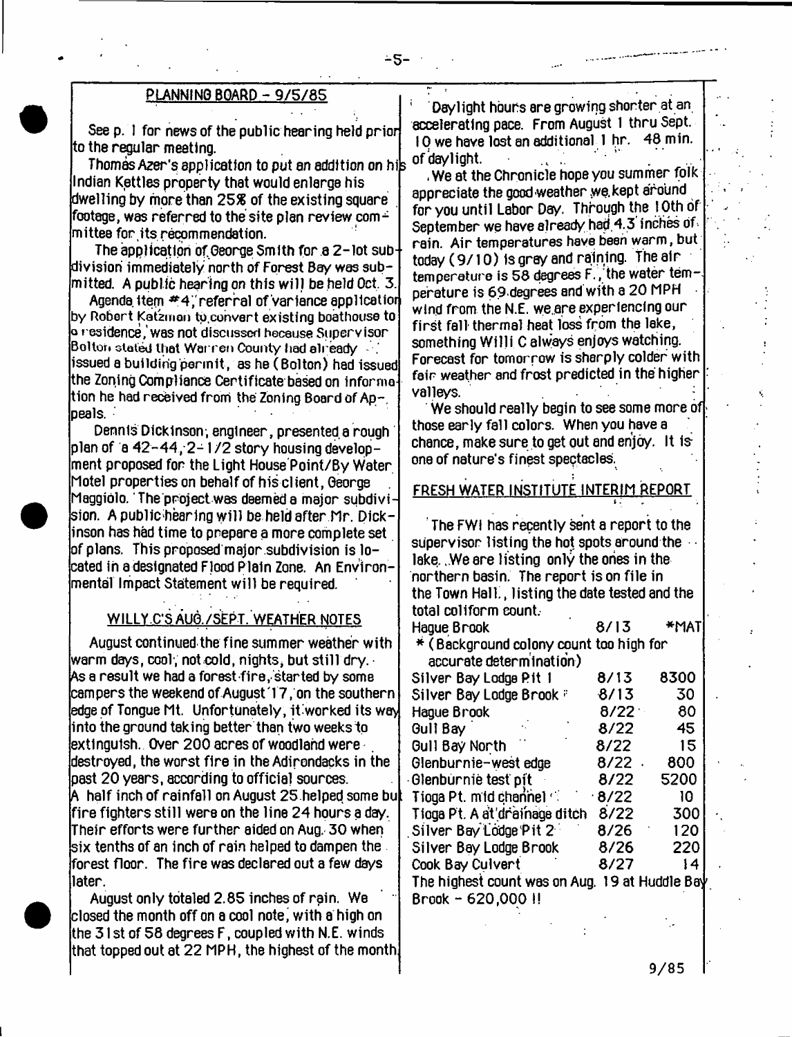## PLANNING BOARD - 9/5/85

See p. 1 for news of the public hearing held prior to the regular meeting.

Thomas Azer's application to put an addition on his Indian Kettles property that would enlarge his dwelling by more than 25% of the existing square footage, was referred to the site plan review committee for its recommendation.

The application of George Smith for a 2-lot subdivision immediately north of Forest Bay was submitted. A public hearing on this will be held Oct. 3.

Agenda item #4, referral of variance application by Robert Katzman to convert existing boathouse to a residence, was not discussed because Supervisor Bolton stated that Warren County had already issued a building permit, as he (Bolton) had issued the Zoning Compliance Certificate based on information he had received from the Zoning Board of Appeals.

Dennis Dickinson, engineer, presented a rough plan of a 42-44, 2-1/2 story housing development proposed for the Light House Point/By Water Motel properties on behalf of his client, George Maggiolo. The project was deemed a major subdivision. A public hearing will be held after Mr. Dickinson has had time to prepare a more complete set of plans. This proposed major subdivision is located in a designated Flood Plain Zone. An Environmental Impact Statement will be required.

## WILLY C'S AUG./SEPT. WEATHER NOTES

August continued the fine summer weather with warm days, cool, not cold, nights, but still dry. As a result we had a forest fire, started by some campers the weekend of August 17, on the southern edge of Tongue Mt. Unfortunately, it worked its way into the ground taking better than two weeks to extinguish. Over 200 acres of woodland were destroyed, the worst fire in the Adirondacks in the past 20 years, according to official sources. A half inch of rainfall on August 25 helped some but fire fighters still were on the line 24 hours a day. Their efforts were further aided on Aug. 30 when six tenths of an inch of rain helped to dampen the forest floor. The fire was declared out a few days later.

August only totaled 2.85 inches of rain. We closed the month off on a cool note, with a high on the 31st of 58 degrees F, coupled with N.E. winds that topped out at 22 MPH, the highest of the month.

Daylight hours are growing shorter at an accelerating pace. From August 1 thru Sept. 10 we have lost an additional 1 hr. 48 min. of daylight.

We at the Chronicle hope you summer folk appreciate the good weather we kept around for you until Labor Day. Through the 10th of September we have already had 4.3 inches of rain. Air temperatures have been warm, but today (9/10) is gray and raining. The air temperature is 58 degrees F., the water temperature is 69 degrees and with a 20 MPH wind from the N.E. we are experiencing our first fall thermal heat loss from the lake, something Willi C always enjoys watching. Forecast for tomorrow is sharply colder with fair weather and frost predicted in the higher valleys.

We should really begin to see some more of those early fall colors. When you have a chance, make sure to get out and enjoy. It is one of nature's finest spectacles.

## FRESH WATER INSTITUTE INTERIM REPORT

The FWI has recently sent a report to the supervisor listing the hot spots around the lake. We are listing only the ones in the northern basin. The report is on file in the Town Hall, listing the date tested and the total coliform count.

| Location | Date | Count |
|---|---|---|
| Hague Brook | 8/13 | *MAT |
| * (Background colony count too high for accurate determination) | | |
| Silver Bay Lodge Pit 1 | 8/13 | 8300 |
| Silver Bay Lodge Brook | 8/13 | 30 |
| Hague Brook | 8/22 | 80 |
| Gull Bay | 8/22 | 45 |
| Gull Bay North | 8/22 | 15 |
| Glenburnie-west edge | 8/22 | 800 |
| Glenburnie test pit | 8/22 | 5200 |
| Tioga Pt. mid channel | 8/22 | 10 |
| Tioga Pt. A at drainage ditch | 8/22 | 300 |
| Silver Bay Lodge Pit 2 | 8/26 | 120 |
| Silver Bay Lodge Brook | 8/26 | 220 |
| Cook Bay Culvert | 8/27 | 14 |

The highest count was on Aug. 19 at Huddle Bay Brook - 620,000 !!

9/85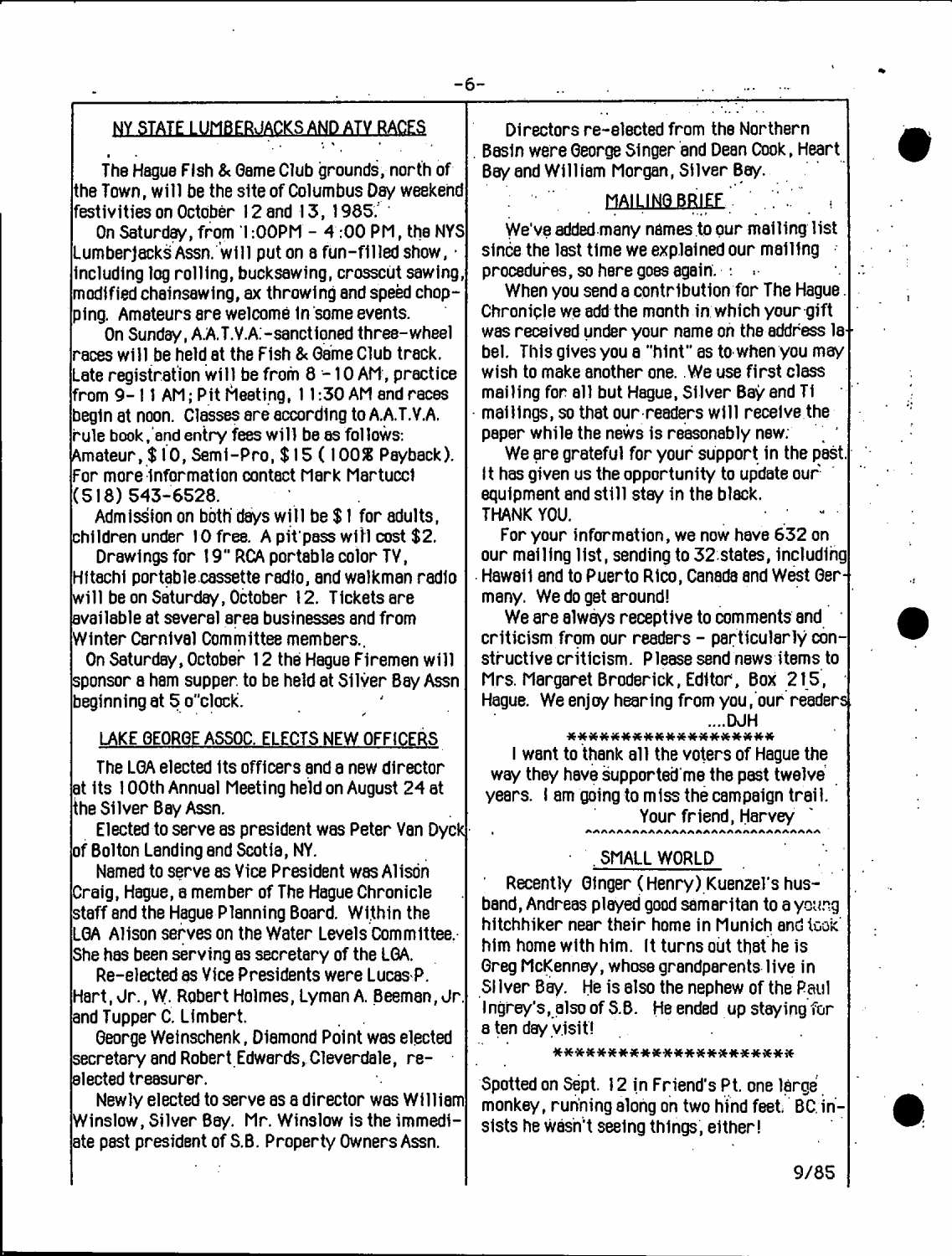## NY STATE LUMBERJACKS AND ATV RACES

The Hague Fish & Game Club grounds, north of the Town, will be the site of Columbus Day weekend festivities on October 12 and 13, 1985.

On Saturday, from 1:00PM - 4:00 PM, the NYS Lumberjacks Assn. will put on a fun-filled show, including log rolling, bucksawing, crosscut sawing, modified chainsawing, ax throwing and speed chopping. Amateurs are welcome in some events.

On Sunday, A.A.T.V.A.-sanctioned three-wheel races will be held at the Fish & Game Club track. Late registration will be from 8 - 10 AM, practice from 9-11 AM; Pit Meeting, 11:30 AM and races begin at noon. Classes are according to A.A.T.V.A. rule book, and entry fees will be as follows: Amateur, $10, Semi-Pro, $15 (100% Payback). For more information contact Mark Martucci (518) 543-6528.

Admission on both days will be $1 for adults, children under 10 free. A pit pass will cost $2.

Drawings for 19" RCA portable color TV, Hitachi portable cassette radio, and walkman radio will be on Saturday, October 12. Tickets are available at several area businesses and from Winter Carnival Committee members.

On Saturday, October 12 the Hague Firemen will sponsor a ham supper to be held at Silver Bay Assn beginning at 5 o'clock.

## LAKE GEORGE ASSOC. ELECTS NEW OFFICERS

The LGA elected its officers and a new director at its 100th Annual Meeting held on August 24 at the Silver Bay Assn.

Elected to serve as president was Peter Van Dyck of Bolton Landing and Scotia, NY.

Named to serve as Vice President was Alison Craig, Hague, a member of The Hague Chronicle staff and the Hague Planning Board. Within the LGA Alison serves on the Water Levels Committee. She has been serving as secretary of the LGA.

Re-elected as Vice Presidents were Lucas P. Hart, Jr., W. Robert Holmes, Lyman A. Beeman, Jr. and Tupper C. Limbert.

George Weinschenk, Diamond Point was elected secretary and Robert Edwards, Cleverdale, re-elected treasurer.

Newly elected to serve as a director was William Winslow, Silver Bay. Mr. Winslow is the immediate past president of S.B. Property Owners Assn.

Directors re-elected from the Northern Basin were George Singer and Dean Cook, Heart Bay and William Morgan, Silver Bay.

## MAILING BRIEF

We've added many names to our mailing list since the last time we explained our mailing procedures, so here goes again.

When you send a contribution for The Hague Chronicle we add the month in which your gift was received under your name on the address label. This gives you a "hint" as to when you may wish to make another one. We use first class mailing for all but Hague, Silver Bay and Ti mailings, so that our readers will receive the paper while the news is reasonably new.

We are grateful for your support in the past. It has given us the opportunity to update our equipment and still stay in the black. THANK YOU.

For your information, we now have 632 on our mailing list, sending to 32 states, including Hawaii and to Puerto Rico, Canada and West Germany. We do get around!

We are always receptive to comments and criticism from our readers - particularly constructive criticism. Please send news items to Mrs. Margaret Broderick, Editor, Box 215, Hague. We enjoy hearing from you, our readers.

....DJH

*******************

I want to thank all the voters of Hague the way they have supported me the past twelve years. I am going to miss the campaign trail.

Your friend, Harvey

^^^^^^^^^^^^^^^^^^^^^^^^^^^^^^

## SMALL WORLD

Recently Ginger (Henry) Kuenzel's husband, Andreas played good samaritan to a young hitchhiker near their home in Munich and took him home with him. It turns out that he is Greg McKenney, whose grandparents live in Silver Bay. He is also the nephew of the Paul Ingrey's, also of S.B. He ended up staying for a ten day visit!

*********************

Spotted on Sept. 12 in Friend's Pt. one large monkey, running along on two hind feet. BC insists he wasn't seeing things, either!

9/85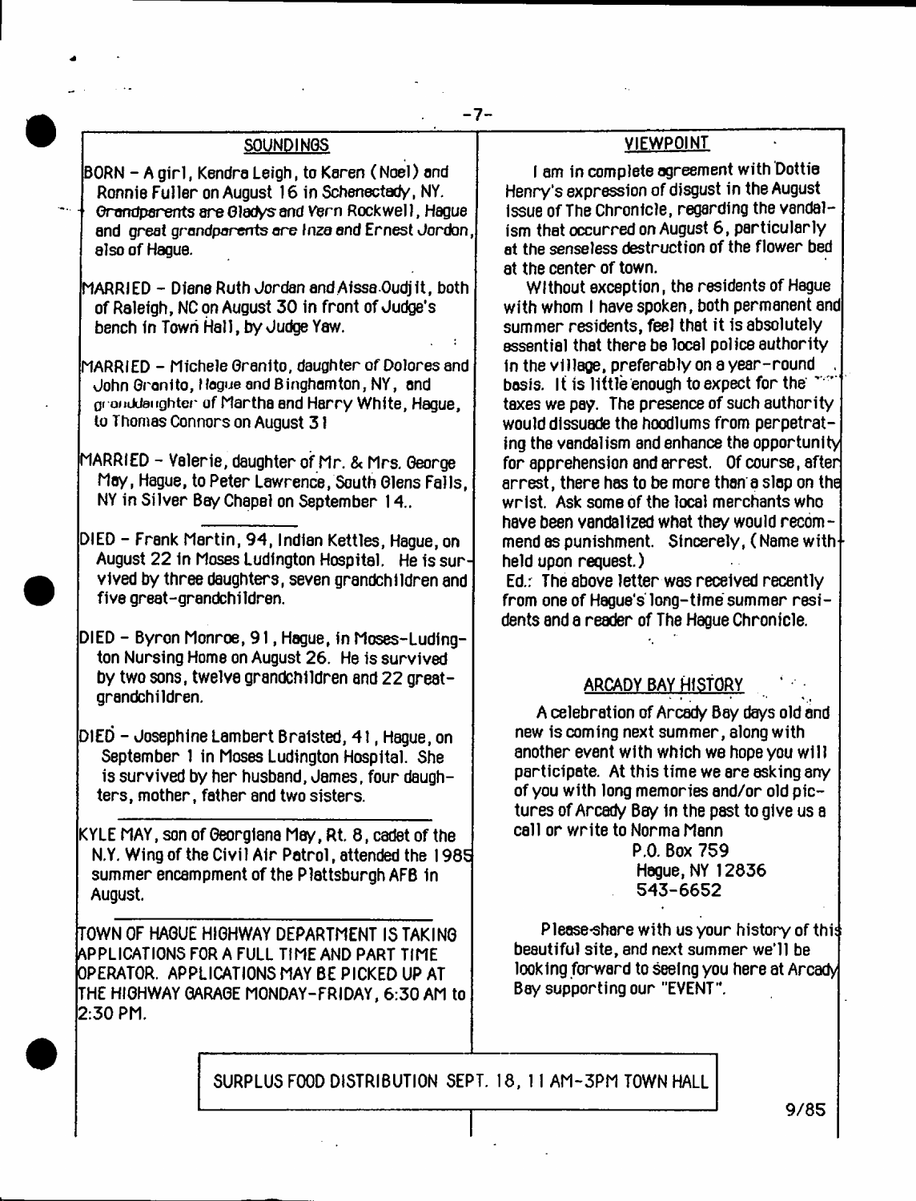## SOUNDINGS

BORN – A girl, Kendra Leigh, to Karen (Noel) and Ronnie Fuller on August 16 in Schenectady, NY. Grandparents are Gladys and Vern Rockwell, Hague and great grandparents are Inza and Ernest Jordon, also of Hague.

MARRIED – Diane Ruth Jordan and Aissa Oudjit, both of Raleigh, NC on August 30 in front of Judge's bench in Town Hall, by Judge Yaw.

MARRIED – Michele Granito, daughter of Dolores and John Granito, Hague and Binghamton, NY, and granddaughter of Martha and Harry White, Hague, to Thomas Connors on August 31

MARRIED – Valerie, daughter of Mr. & Mrs. George May, Hague, to Peter Lawrence, South Glens Falls, NY in Silver Bay Chapel on September 14..

---

DIED – Frank Martin, 94, Indian Kettles, Hague, on August 22 in Moses Ludington Hospital. He is survived by three daughters, seven grandchildren and five great-grandchildren.

DIED – Byron Monroe, 91, Hague, in Moses-Ludington Nursing Home on August 26. He is survived by two sons, twelve grandchildren and 22 great-grandchildren.

DIED – Josephine Lambert Braisted, 41, Hague, on September 1 in Moses Ludington Hospital. She is survived by her husband, James, four daughters, mother, father and two sisters.

---

KYLE MAY, son of Georgiana May, Rt. 8, cadet of the N.Y. Wing of the Civil Air Patrol, attended the 1985 summer encampment of the Plattsburgh AFB in August.

---

TOWN OF HAGUE HIGHWAY DEPARTMENT IS TAKING APPLICATIONS FOR A FULL TIME AND PART TIME OPERATOR. APPLICATIONS MAY BE PICKED UP AT THE HIGHWAY GARAGE MONDAY-FRIDAY, 6:30 AM to 2:30 PM.

## VIEWPOINT

I am in complete agreement with Dottie Henry's expression of disgust in the August issue of The Chronicle, regarding the vandalism that occurred on August 6, particularly at the senseless destruction of the flower bed at the center of town.

Without exception, the residents of Hague with whom I have spoken, both permanent and summer residents, feel that it is absolutely essential that there be local police authority in the village, preferably on a year-round basis. It is little enough to expect for the taxes we pay. The presence of such authority would dissuade the hoodlums from perpetrating the vandalism and enhance the opportunity for apprehension and arrest. Of course, after arrest, there has to be more than a slap on the wrist. Ask some of the local merchants who have been vandalized what they would recommend as punishment. Sincerely, (Name withheld upon request.)

Ed.: The above letter was received recently from one of Hague's long-time summer residents and a reader of The Hague Chronicle.

## ARCADY BAY HISTORY

A celebration of Arcady Bay days old and new is coming next summer, along with another event with which we hope you will participate. At this time we are asking any of you with long memories and/or old pictures of Arcady Bay in the past to give us a call or write to Norma Mann

P.O. Box 759
Hague, NY 12836
543-6652

Please share with us your history of this beautiful site, and next summer we'll be looking forward to seeing you here at Arcady Bay supporting our "EVENT".

SURPLUS FOOD DISTRIBUTION SEPT. 18, 11 AM-3PM TOWN HALL

9/85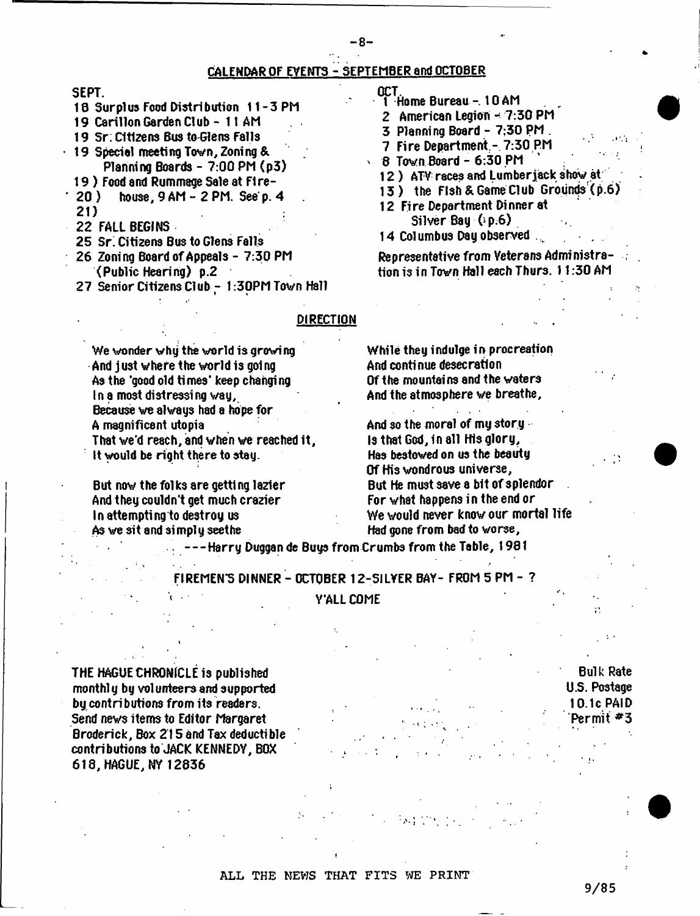## CALENDAR OF EVENTS - SEPTEMBER and OCTOBER

SEPT.

18 Surplus Food Distribution 11-3 PM
19 Carillon Garden Club - 11 AM
19 Sr. Citizens Bus to Glens Falls
19 Special meeting Town, Zoning & Planning Boards - 7:00 PM (p3)
19 ) Food and Rummage Sale at Fire-
20 ) house, 9 AM - 2 PM. See p. 4
21 )
22 FALL BEGINS
25 Sr. Citizens Bus to Glens Falls
26 Zoning Board of Appeals - 7:30 PM (Public Hearing) p.2
27 Senior Citizens Club - 1:30PM Town Hall

OCT.

1 Home Bureau - 10 AM
2 American Legion - 7:30 PM
3 Planning Board - 7:30 PM
7 Fire Department - 7:30 PM
8 Town Board - 6:30 PM
12 ) ATV races and Lumberjack show at
13 ) the Fish & Game Club Grounds (p.6)
12 Fire Department Dinner at Silver Bay (p.6)
14 Columbus Day observed

Representative from Veterans Administration is in Town Hall each Thurs. 11:30 AM

## DIRECTION

We wonder why the world is growing
And just where the world is going
As the 'good old times' keep changing
In a most distressing way,
Because we always had a hope for
A magnificent utopia
That we'd reach, and when we reached it,
It would be right there to stay.

But now the folks are getting lazier
And they couldn't get much crazier
In attempting to destroy us
As we sit and simply seethe
While they indulge in procreation
And continue desecration
Of the mountains and the waters
And the atmosphere we breathe,

And so the moral of my story
Is that God, in all His glory,
Has bestowed on us the beauty
Of His wondrous universe,
But He must save a bit of splendor
For what happens in the end or
We would never know our mortal life
Had gone from bad to worse,

---Harry Duggan de Buys from Crumbs from the Table, 1981

FIREMEN'S DINNER - OCTOBER 12-SILVER BAY- FROM 5 PM - ?

Y'ALL COME

THE HAGUE CHRONICLE is published monthly by volunteers and supported by contributions from its readers. Send news items to Editor Margaret Broderick, Box 215 and Tax deductible contributions to JACK KENNEDY, BOX 618, HAGUE, NY 12836

Bulk Rate
U.S. Postage
10.1c PAID
Permit #3

ALL THE NEWS THAT FITS WE PRINT

9/85